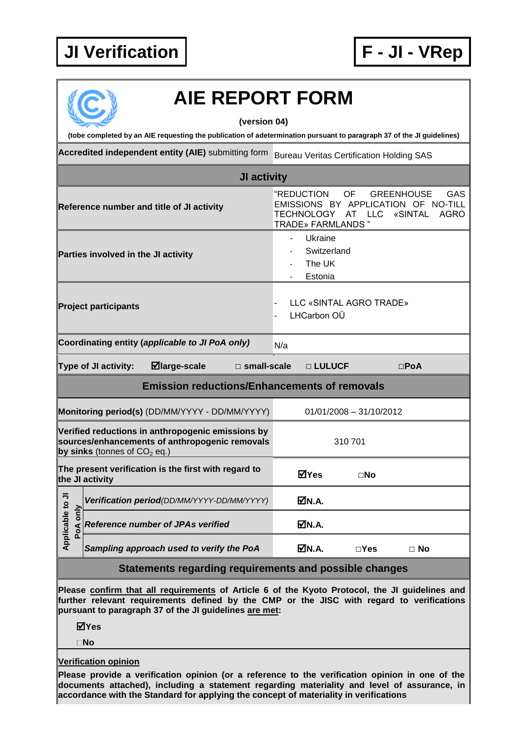**JI Verification** | **F - JI - VRep**

# AIE REPORT FORM

**(version 04)**

**(tobe completed by an AIE requesting the publication of adetermination pursuant to paragraph 37 of the JI guidelines)**

| | |
|---|---|
| **Accredited independent entity (AIE)** submitting form | Bureau Veritas Certification Holding SAS |
| **JI activity** | |
| **Reference number and title of JI activity** | "REDUCTION OF GREENHOUSE GAS EMISSIONS BY APPLICATION OF NO-TILL TECHNOLOGY AT LLC «SINTAL AGRO TRADE» FARMLANDS " |
| **Parties involved in the JI activity** | - Ukraine<br>- Switzerland<br>- The UK<br>- Estonia |
| **Project participants** | - LLC «SINTAL AGRO TRADE»<br>- LHCarbon OÜ |
| **Coordinating entity** (*applicable to JI PoA only*) | N/a |
| **Type of JI activity:** ☑**large-scale** □ **small-scale** | □ **LULUCF** □**PoA** |
| **Emission reductions/Enhancements of removals** | |
| **Monitoring period(s)** (DD/MM/YYYY - DD/MM/YYYY) | 01/01/2008 – 31/10/2012 |
| **Verified reductions in anthropogenic emissions by sources/enhancements of anthropogenic removals by sinks** (tonnes of $CO_2$ eq.) | 310 701 |
| **The present verification is the first with regard to the JI activity** | ☑**Yes** □**No** |
| *Applicable to JI PoA only* – ***Verification period****(DD/MM/YYYY-DD/MM/YYYY)* | ☑**N.A.** |
| *Applicable to JI PoA only* – ***Reference number of JPAs verified*** | ☑**N.A.** |
| *Applicable to JI PoA only* – ***Sampling approach used to verify the PoA*** | ☑**N.A.** □**Yes** □ **No** |

## Statements regarding requirements and possible changes

**Please confirm that all requirements of Article 6 of the Kyoto Protocol, the JI guidelines and further relevant requirements defined by the CMP or the JISC with regard to verifications pursuant to paragraph 37 of the JI guidelines are met:**

☑**Yes**

□**No**

**Verification opinion**

**Please provide a verification opinion (or a reference to the verification opinion in one of the documents attached), including a statement regarding materiality and level of assurance, in accordance with the Standard for applying the concept of materiality in verifications**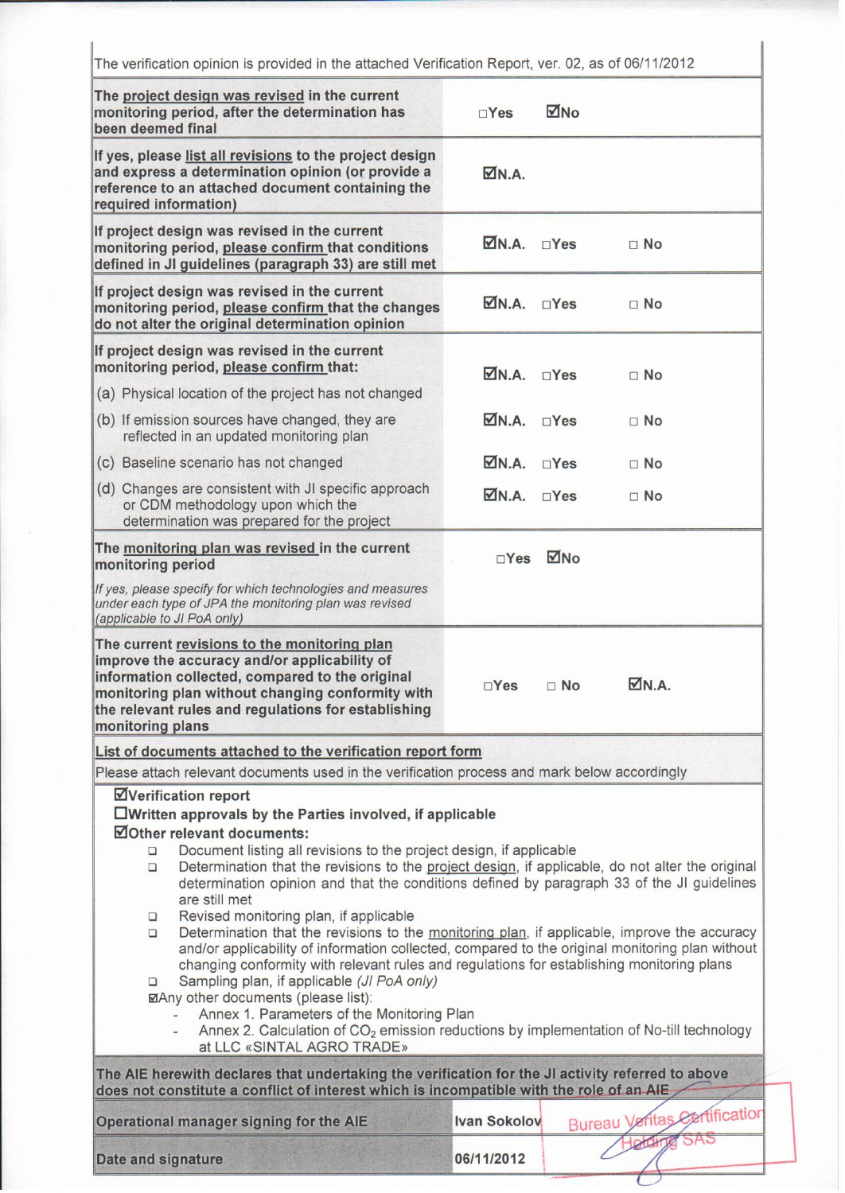The verification opinion is provided in the attached Verification Report, ver. 02, as of 06/11/2012

| | |
|---|---|
| **The project design was revised in the current monitoring period, after the determination has been deemed final** | ☐Yes ☑No |
| **If yes, please list all revisions to the project design and express a determination opinion (or provide a reference to an attached document containing the required information)** | ☑N.A. |
| **If project design was revised in the current monitoring period, please confirm that conditions defined in JI guidelines (paragraph 33) are still met** | ☑N.A. ☐Yes ☐ No |
| **If project design was revised in the current monitoring period, please confirm that the changes do not alter the original determination opinion** | ☑N.A. ☐Yes ☐ No |
| **If project design was revised in the current monitoring period, please confirm that:** (a) Physical location of the project has not changed | ☑N.A. ☐Yes ☐ No |
| (b) If emission sources have changed, they are reflected in an updated monitoring plan | ☑N.A. ☐Yes ☐ No |
| (c) Baseline scenario has not changed | ☑N.A. ☐Yes ☐ No |
| (d) Changes are consistent with JI specific approach or CDM methodology upon which the determination was prepared for the project | ☑N.A. ☐Yes ☐ No |
| **The monitoring plan was revised in the current monitoring period** *If yes, please specify for which technologies and measures under each type of JPA the monitoring plan was revised (applicable to JI PoA only)* | ☐Yes ☑No |
| **The current revisions to the monitoring plan improve the accuracy and/or applicability of information collected, compared to the original monitoring plan without changing conformity with the relevant rules and regulations for establishing monitoring plans** | ☐Yes ☐ No ☑N.A. |

**List of documents attached to the verification report form**

Please attach relevant documents used in the verification process and mark below accordingly

☑**Verification report**

☐**Written approvals by the Parties involved, if applicable**

☑**Other relevant documents:**

- ☐ Document listing all revisions to the project design, if applicable
- ☐ Determination that the revisions to the project design, if applicable, do not alter the original determination opinion and that the conditions defined by paragraph 33 of the JI guidelines are still met
- ☐ Revised monitoring plan, if applicable
- ☐ Determination that the revisions to the monitoring plan, if applicable, improve the accuracy and/or applicability of information collected, compared to the original monitoring plan without changing conformity with relevant rules and regulations for establishing monitoring plans
- ☐ Sampling plan, if applicable *(JI PoA only)*
- ☑Any other documents (please list):
  - Annex 1. Parameters of the Monitoring Plan
  - Annex 2. Calculation of $CO_2$ emission reductions by implementation of No-till technology at LLC «SINTAL AGRO TRADE»

**The AIE herewith declares that undertaking the verification for the JI activity referred to above does not constitute a conflict of interest which is incompatible with the role of an AIE**

| | | |
|---|---|---|
| **Operational manager signing for the AIE** | Ivan Sokolov | Bureau Veritas Certification Holding SAS |
| **Date and signature** | 06/11/2012 | |